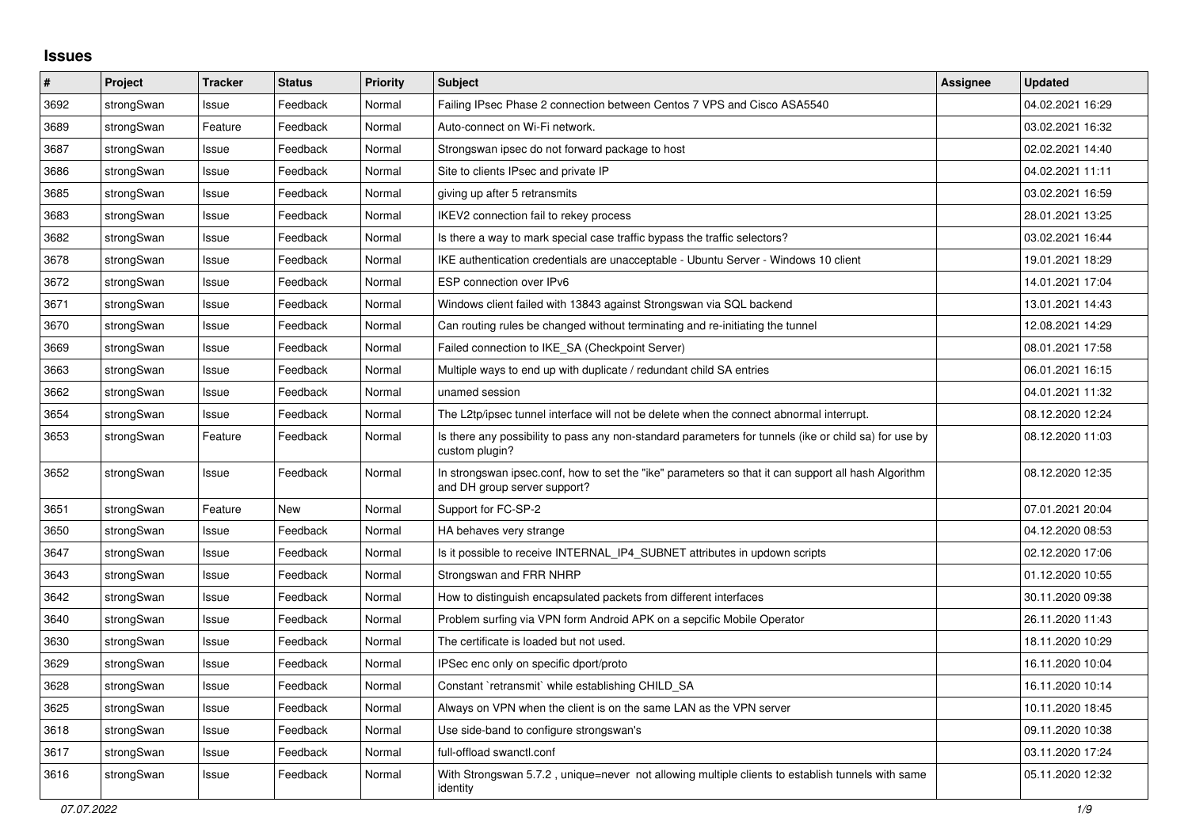## Issues

| # | Project | Tracker | Status | Priority | Subject | Assignee | Updated |
|---|---|---|---|---|---|---|---|
| 3692 | strongSwan | Issue | Feedback | Normal | Failing IPsec Phase 2 connection between Centos 7 VPS and Cisco ASA5540 | | 04.02.2021 16:29 |
| 3689 | strongSwan | Feature | Feedback | Normal | Auto-connect on Wi-Fi network. | | 03.02.2021 16:32 |
| 3687 | strongSwan | Issue | Feedback | Normal | Strongswan ipsec do not forward package to host | | 02.02.2021 14:40 |
| 3686 | strongSwan | Issue | Feedback | Normal | Site to clients IPsec and private IP | | 04.02.2021 11:11 |
| 3685 | strongSwan | Issue | Feedback | Normal | giving up after 5 retransmits | | 03.02.2021 16:59 |
| 3683 | strongSwan | Issue | Feedback | Normal | IKEV2 connection fail to rekey process | | 28.01.2021 13:25 |
| 3682 | strongSwan | Issue | Feedback | Normal | Is there a way to mark special case traffic bypass the traffic selectors? | | 03.02.2021 16:44 |
| 3678 | strongSwan | Issue | Feedback | Normal | IKE authentication credentials are unacceptable - Ubuntu Server - Windows 10 client | | 19.01.2021 18:29 |
| 3672 | strongSwan | Issue | Feedback | Normal | ESP connection over IPv6 | | 14.01.2021 17:04 |
| 3671 | strongSwan | Issue | Feedback | Normal | Windows client failed with 13843 against Strongswan via SQL backend | | 13.01.2021 14:43 |
| 3670 | strongSwan | Issue | Feedback | Normal | Can routing rules be changed without terminating and re-initiating the tunnel | | 12.08.2021 14:29 |
| 3669 | strongSwan | Issue | Feedback | Normal | Failed connection to IKE_SA (Checkpoint Server) | | 08.01.2021 17:58 |
| 3663 | strongSwan | Issue | Feedback | Normal | Multiple ways to end up with duplicate / redundant child SA entries | | 06.01.2021 16:15 |
| 3662 | strongSwan | Issue | Feedback | Normal | unamed session | | 04.01.2021 11:32 |
| 3654 | strongSwan | Issue | Feedback | Normal | The L2tp/ipsec tunnel interface will not be delete when the connect abnormal interrupt. | | 08.12.2020 12:24 |
| 3653 | strongSwan | Feature | Feedback | Normal | Is there any possibility to pass any non-standard parameters for tunnels (ike or child sa) for use by custom plugin? | | 08.12.2020 11:03 |
| 3652 | strongSwan | Issue | Feedback | Normal | In strongswan ipsec.conf, how to set the "ike" parameters so that it can support all hash Algorithm and DH group server support? | | 08.12.2020 12:35 |
| 3651 | strongSwan | Feature | New | Normal | Support for FC-SP-2 | | 07.01.2021 20:04 |
| 3650 | strongSwan | Issue | Feedback | Normal | HA behaves very strange | | 04.12.2020 08:53 |
| 3647 | strongSwan | Issue | Feedback | Normal | Is it possible to receive INTERNAL_IP4_SUBNET attributes in updown scripts | | 02.12.2020 17:06 |
| 3643 | strongSwan | Issue | Feedback | Normal | Strongswan and FRR NHRP | | 01.12.2020 10:55 |
| 3642 | strongSwan | Issue | Feedback | Normal | How to distinguish encapsulated packets from different interfaces | | 30.11.2020 09:38 |
| 3640 | strongSwan | Issue | Feedback | Normal | Problem surfing via VPN form Android APK on a sepcific Mobile Operator | | 26.11.2020 11:43 |
| 3630 | strongSwan | Issue | Feedback | Normal | The certificate is loaded but not used. | | 18.11.2020 10:29 |
| 3629 | strongSwan | Issue | Feedback | Normal | IPSec enc only on specific dport/proto | | 16.11.2020 10:04 |
| 3628 | strongSwan | Issue | Feedback | Normal | Constant `retransmit` while establishing CHILD_SA | | 16.11.2020 10:14 |
| 3625 | strongSwan | Issue | Feedback | Normal | Always on VPN when the client is on the same LAN as the VPN server | | 10.11.2020 18:45 |
| 3618 | strongSwan | Issue | Feedback | Normal | Use side-band to configure strongswan's | | 09.11.2020 10:38 |
| 3617 | strongSwan | Issue | Feedback | Normal | full-offload swanctl.conf | | 03.11.2020 17:24 |
| 3616 | strongSwan | Issue | Feedback | Normal | With Strongswan 5.7.2 , unique=never not allowing multiple clients to establish tunnels with same identity | | 05.11.2020 12:32 |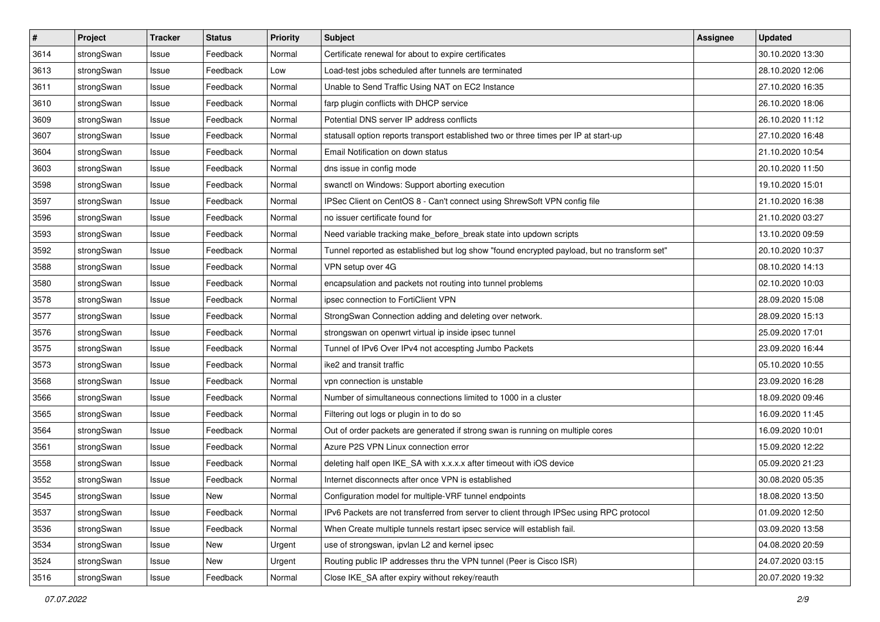| # | Project | Tracker | Status | Priority | Subject | Assignee | Updated |
|---|---|---|---|---|---|---|---|
| 3614 | strongSwan | Issue | Feedback | Normal | Certificate renewal for about to expire certificates | | 30.10.2020 13:30 |
| 3613 | strongSwan | Issue | Feedback | Low | Load-test jobs scheduled after tunnels are terminated | | 28.10.2020 12:06 |
| 3611 | strongSwan | Issue | Feedback | Normal | Unable to Send Traffic Using NAT on EC2 Instance | | 27.10.2020 16:35 |
| 3610 | strongSwan | Issue | Feedback | Normal | farp plugin conflicts with DHCP service | | 26.10.2020 18:06 |
| 3609 | strongSwan | Issue | Feedback | Normal | Potential DNS server IP address conflicts | | 26.10.2020 11:12 |
| 3607 | strongSwan | Issue | Feedback | Normal | statusall option reports transport established two or three times per IP at start-up | | 27.10.2020 16:48 |
| 3604 | strongSwan | Issue | Feedback | Normal | Email Notification on down status | | 21.10.2020 10:54 |
| 3603 | strongSwan | Issue | Feedback | Normal | dns issue in config mode | | 20.10.2020 11:50 |
| 3598 | strongSwan | Issue | Feedback | Normal | swanctl on Windows: Support aborting execution | | 19.10.2020 15:01 |
| 3597 | strongSwan | Issue | Feedback | Normal | IPSec Client on CentOS 8 - Can't connect using ShrewSoft VPN config file | | 21.10.2020 16:38 |
| 3596 | strongSwan | Issue | Feedback | Normal | no issuer certificate found for | | 21.10.2020 03:27 |
| 3593 | strongSwan | Issue | Feedback | Normal | Need variable tracking make_before_break state into updown scripts | | 13.10.2020 09:59 |
| 3592 | strongSwan | Issue | Feedback | Normal | Tunnel reported as established but log show "found encrypted payload, but no transform set" | | 20.10.2020 10:37 |
| 3588 | strongSwan | Issue | Feedback | Normal | VPN setup over 4G | | 08.10.2020 14:13 |
| 3580 | strongSwan | Issue | Feedback | Normal | encapsulation and packets not routing into tunnel problems | | 02.10.2020 10:03 |
| 3578 | strongSwan | Issue | Feedback | Normal | ipsec connection to FortiClient VPN | | 28.09.2020 15:08 |
| 3577 | strongSwan | Issue | Feedback | Normal | StrongSwan Connection adding and deleting over network. | | 28.09.2020 15:13 |
| 3576 | strongSwan | Issue | Feedback | Normal | strongswan on openwrt virtual ip inside ipsec tunnel | | 25.09.2020 17:01 |
| 3575 | strongSwan | Issue | Feedback | Normal | Tunnel of IPv6 Over IPv4 not accespting Jumbo Packets | | 23.09.2020 16:44 |
| 3573 | strongSwan | Issue | Feedback | Normal | ike2 and transit traffic | | 05.10.2020 10:55 |
| 3568 | strongSwan | Issue | Feedback | Normal | vpn connection is unstable | | 23.09.2020 16:28 |
| 3566 | strongSwan | Issue | Feedback | Normal | Number of simultaneous connections limited to 1000 in a cluster | | 18.09.2020 09:46 |
| 3565 | strongSwan | Issue | Feedback | Normal | Filtering out logs or plugin in to do so | | 16.09.2020 11:45 |
| 3564 | strongSwan | Issue | Feedback | Normal | Out of order packets are generated if strong swan is running on multiple cores | | 16.09.2020 10:01 |
| 3561 | strongSwan | Issue | Feedback | Normal | Azure P2S VPN Linux connection error | | 15.09.2020 12:22 |
| 3558 | strongSwan | Issue | Feedback | Normal | deleting half open IKE_SA with x.x.x.x after timeout with iOS device | | 05.09.2020 21:23 |
| 3552 | strongSwan | Issue | Feedback | Normal | Internet disconnects after once VPN is established | | 30.08.2020 05:35 |
| 3545 | strongSwan | Issue | New | Normal | Configuration model for multiple-VRF tunnel endpoints | | 18.08.2020 13:50 |
| 3537 | strongSwan | Issue | Feedback | Normal | IPv6 Packets are not transferred from server to client through IPSec using RPC protocol | | 01.09.2020 12:50 |
| 3536 | strongSwan | Issue | Feedback | Normal | When Create multiple tunnels restart ipsec service will establish fail. | | 03.09.2020 13:58 |
| 3534 | strongSwan | Issue | New | Urgent | use of strongswan, ipvlan L2 and kernel ipsec | | 04.08.2020 20:59 |
| 3524 | strongSwan | Issue | New | Urgent | Routing public IP addresses thru the VPN tunnel (Peer is Cisco ISR) | | 24.07.2020 03:15 |
| 3516 | strongSwan | Issue | Feedback | Normal | Close IKE_SA after expiry without rekey/reauth | | 20.07.2020 19:32 |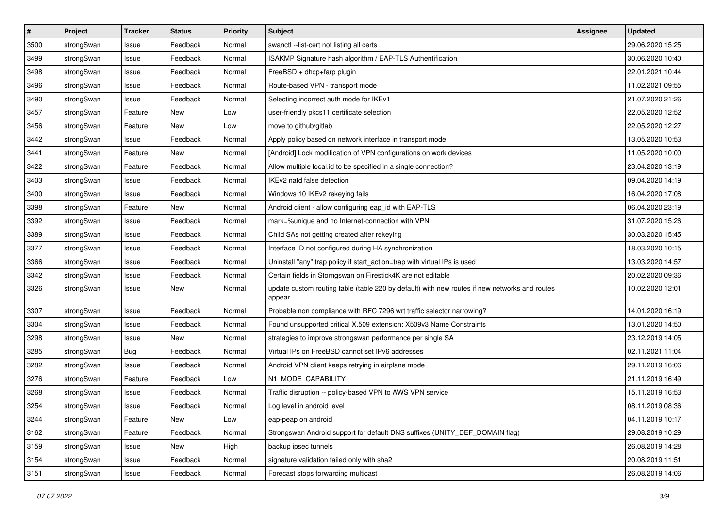| # | Project | Tracker | Status | Priority | Subject | Assignee | Updated |
|---|---|---|---|---|---|---|---|
| 3500 | strongSwan | Issue | Feedback | Normal | swanctl --list-cert not listing all certs | | 29.06.2020 15:25 |
| 3499 | strongSwan | Issue | Feedback | Normal | ISAKMP Signature hash algorithm / EAP-TLS Authentification | | 30.06.2020 10:40 |
| 3498 | strongSwan | Issue | Feedback | Normal | FreeBSD + dhcp+farp plugin | | 22.01.2021 10:44 |
| 3496 | strongSwan | Issue | Feedback | Normal | Route-based VPN - transport mode | | 11.02.2021 09:55 |
| 3490 | strongSwan | Issue | Feedback | Normal | Selecting incorrect auth mode for IKEv1 | | 21.07.2020 21:26 |
| 3457 | strongSwan | Feature | New | Low | user-friendly pkcs11 certificate selection | | 22.05.2020 12:52 |
| 3456 | strongSwan | Feature | New | Low | move to github/gitlab | | 22.05.2020 12:27 |
| 3442 | strongSwan | Issue | Feedback | Normal | Apply policy based on network interface in transport mode | | 13.05.2020 10:53 |
| 3441 | strongSwan | Feature | New | Normal | [Android] Lock modification of VPN configurations on work devices | | 11.05.2020 10:00 |
| 3422 | strongSwan | Feature | Feedback | Normal | Allow multiple local.id to be specified in a single connection? | | 23.04.2020 13:19 |
| 3403 | strongSwan | Issue | Feedback | Normal | IKEv2 natd false detection | | 09.04.2020 14:19 |
| 3400 | strongSwan | Issue | Feedback | Normal | Windows 10 IKEv2 rekeying fails | | 16.04.2020 17:08 |
| 3398 | strongSwan | Feature | New | Normal | Android client - allow configuring eap_id with EAP-TLS | | 06.04.2020 23:19 |
| 3392 | strongSwan | Issue | Feedback | Normal | mark=%unique and no Internet-connection with VPN | | 31.07.2020 15:26 |
| 3389 | strongSwan | Issue | Feedback | Normal | Child SAs not getting created after rekeying | | 30.03.2020 15:45 |
| 3377 | strongSwan | Issue | Feedback | Normal | Interface ID not configured during HA synchronization | | 18.03.2020 10:15 |
| 3366 | strongSwan | Issue | Feedback | Normal | Uninstall "any" trap policy if start_action=trap with virtual IPs is used | | 13.03.2020 14:57 |
| 3342 | strongSwan | Issue | Feedback | Normal | Certain fields in Storngswan on Firestick4K are not editable | | 20.02.2020 09:36 |
| 3326 | strongSwan | Issue | New | Normal | update custom routing table (table 220 by default) with new routes if new networks and routes appear | | 10.02.2020 12:01 |
| 3307 | strongSwan | Issue | Feedback | Normal | Probable non compliance with RFC 7296 wrt traffic selector narrowing? | | 14.01.2020 16:19 |
| 3304 | strongSwan | Issue | Feedback | Normal | Found unsupported critical X.509 extension: X509v3 Name Constraints | | 13.01.2020 14:50 |
| 3298 | strongSwan | Issue | New | Normal | strategies to improve strongswan performance per single SA | | 23.12.2019 14:05 |
| 3285 | strongSwan | Bug | Feedback | Normal | Virtual IPs on FreeBSD cannot set IPv6 addresses | | 02.11.2021 11:04 |
| 3282 | strongSwan | Issue | Feedback | Normal | Android VPN client keeps retrying in airplane mode | | 29.11.2019 16:06 |
| 3276 | strongSwan | Feature | Feedback | Low | N1_MODE_CAPABILITY | | 21.11.2019 16:49 |
| 3268 | strongSwan | Issue | Feedback | Normal | Traffic disruption -- policy-based VPN to AWS VPN service | | 15.11.2019 16:53 |
| 3254 | strongSwan | Issue | Feedback | Normal | Log level in android level | | 08.11.2019 08:36 |
| 3244 | strongSwan | Feature | New | Low | eap-peap on android | | 04.11.2019 10:17 |
| 3162 | strongSwan | Feature | Feedback | Normal | Strongswan Android support for default DNS suffixes (UNITY_DEF_DOMAIN flag) | | 29.08.2019 10:29 |
| 3159 | strongSwan | Issue | New | High | backup ipsec tunnels | | 26.08.2019 14:28 |
| 3154 | strongSwan | Issue | Feedback | Normal | signature validation failed only with sha2 | | 20.08.2019 11:51 |
| 3151 | strongSwan | Issue | Feedback | Normal | Forecast stops forwarding multicast | | 26.08.2019 14:06 |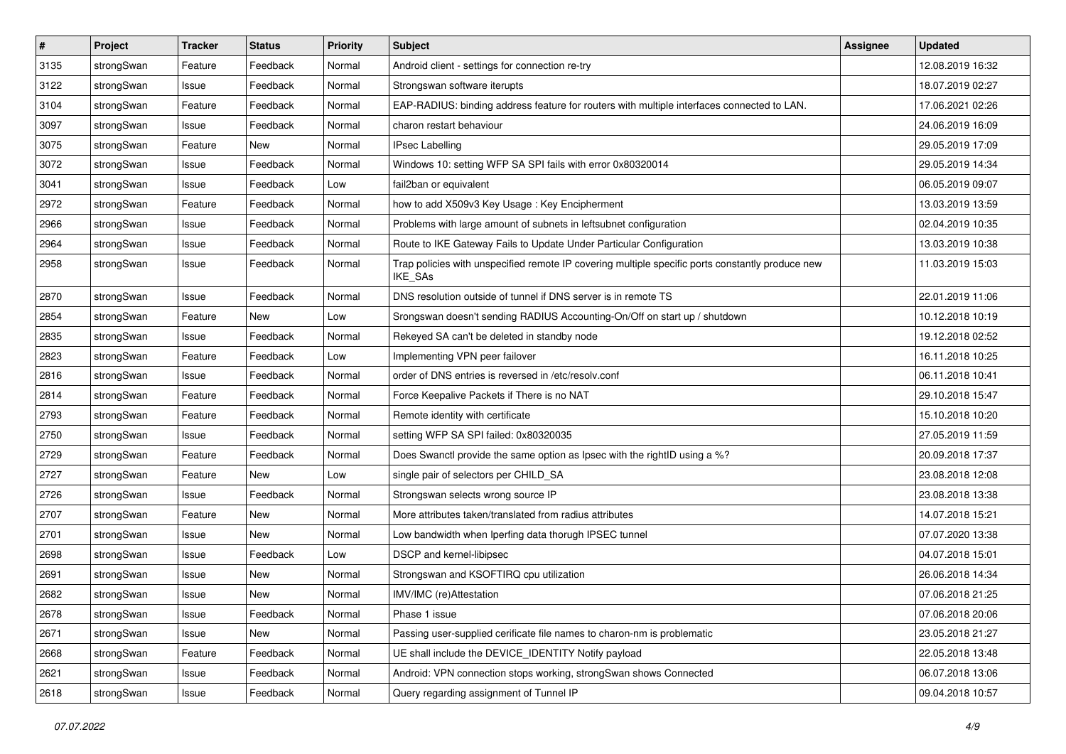| # | Project | Tracker | Status | Priority | Subject | Assignee | Updated |
|---|---|---|---|---|---|---|---|
| 3135 | strongSwan | Feature | Feedback | Normal | Android client - settings for connection re-try | | 12.08.2019 16:32 |
| 3122 | strongSwan | Issue | Feedback | Normal | Strongswan software iterupts | | 18.07.2019 02:27 |
| 3104 | strongSwan | Feature | Feedback | Normal | EAP-RADIUS: binding address feature for routers with multiple interfaces connected to LAN. | | 17.06.2021 02:26 |
| 3097 | strongSwan | Issue | Feedback | Normal | charon restart behaviour | | 24.06.2019 16:09 |
| 3075 | strongSwan | Feature | New | Normal | IPsec Labelling | | 29.05.2019 17:09 |
| 3072 | strongSwan | Issue | Feedback | Normal | Windows 10: setting WFP SA SPI fails with error 0x80320014 | | 29.05.2019 14:34 |
| 3041 | strongSwan | Issue | Feedback | Low | fail2ban or equivalent | | 06.05.2019 09:07 |
| 2972 | strongSwan | Feature | Feedback | Normal | how to add X509v3 Key Usage : Key Encipherment | | 13.03.2019 13:59 |
| 2966 | strongSwan | Issue | Feedback | Normal | Problems with large amount of subnets in leftsubnet configuration | | 02.04.2019 10:35 |
| 2964 | strongSwan | Issue | Feedback | Normal | Route to IKE Gateway Fails to Update Under Particular Configuration | | 13.03.2019 10:38 |
| 2958 | strongSwan | Issue | Feedback | Normal | Trap policies with unspecified remote IP covering multiple specific ports constantly produce new IKE_SAs | | 11.03.2019 15:03 |
| 2870 | strongSwan | Issue | Feedback | Normal | DNS resolution outside of tunnel if DNS server is in remote TS | | 22.01.2019 11:06 |
| 2854 | strongSwan | Feature | New | Low | Srongswan doesn't sending RADIUS Accounting-On/Off on start up / shutdown | | 10.12.2018 10:19 |
| 2835 | strongSwan | Issue | Feedback | Normal | Rekeyed SA can't be deleted in standby node | | 19.12.2018 02:52 |
| 2823 | strongSwan | Feature | Feedback | Low | Implementing VPN peer failover | | 16.11.2018 10:25 |
| 2816 | strongSwan | Issue | Feedback | Normal | order of DNS entries is reversed in /etc/resolv.conf | | 06.11.2018 10:41 |
| 2814 | strongSwan | Feature | Feedback | Normal | Force Keepalive Packets if There is no NAT | | 29.10.2018 15:47 |
| 2793 | strongSwan | Feature | Feedback | Normal | Remote identity with certificate | | 15.10.2018 10:20 |
| 2750 | strongSwan | Issue | Feedback | Normal | setting WFP SA SPI failed: 0x80320035 | | 27.05.2019 11:59 |
| 2729 | strongSwan | Feature | Feedback | Normal | Does Swanctl provide the same option as Ipsec with the rightID using a %? | | 20.09.2018 17:37 |
| 2727 | strongSwan | Feature | New | Low | single pair of selectors per CHILD_SA | | 23.08.2018 12:08 |
| 2726 | strongSwan | Issue | Feedback | Normal | Strongswan selects wrong source IP | | 23.08.2018 13:38 |
| 2707 | strongSwan | Feature | New | Normal | More attributes taken/translated from radius attributes | | 14.07.2018 15:21 |
| 2701 | strongSwan | Issue | New | Normal | Low bandwidth when Iperfing data thorugh IPSEC tunnel | | 07.07.2020 13:38 |
| 2698 | strongSwan | Issue | Feedback | Low | DSCP and kernel-libipsec | | 04.07.2018 15:01 |
| 2691 | strongSwan | Issue | New | Normal | Strongswan and KSOFTIRQ cpu utilization | | 26.06.2018 14:34 |
| 2682 | strongSwan | Issue | New | Normal | IMV/IMC (re)Attestation | | 07.06.2018 21:25 |
| 2678 | strongSwan | Issue | Feedback | Normal | Phase 1 issue | | 07.06.2018 20:06 |
| 2671 | strongSwan | Issue | New | Normal | Passing user-supplied cerificate file names to charon-nm is problematic | | 23.05.2018 21:27 |
| 2668 | strongSwan | Feature | Feedback | Normal | UE shall include the DEVICE_IDENTITY Notify payload | | 22.05.2018 13:48 |
| 2621 | strongSwan | Issue | Feedback | Normal | Android: VPN connection stops working, strongSwan shows Connected | | 06.07.2018 13:06 |
| 2618 | strongSwan | Issue | Feedback | Normal | Query regarding assignment of Tunnel IP | | 09.04.2018 10:57 |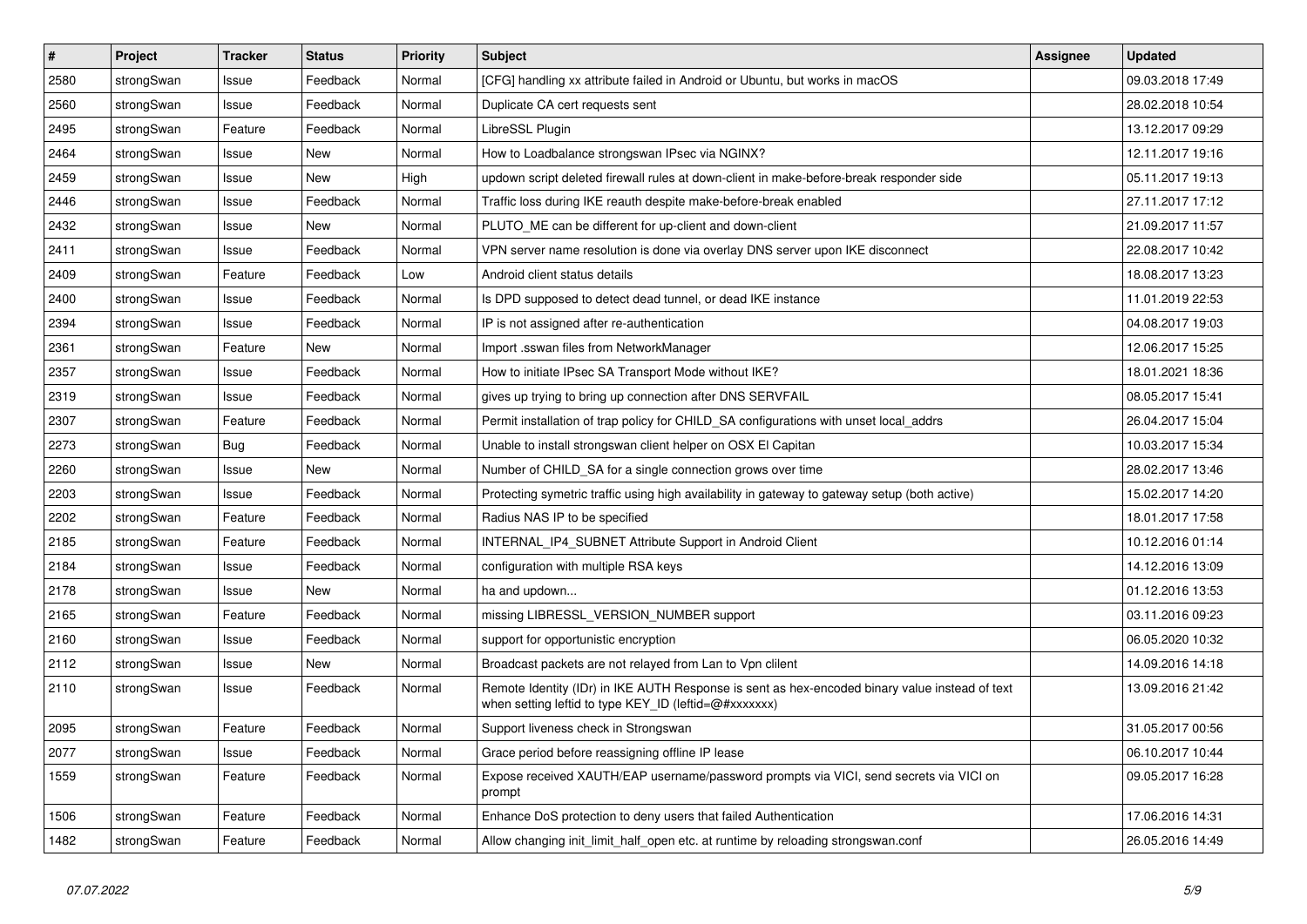| # | Project | Tracker | Status | Priority | Subject | Assignee | Updated |
|---|---|---|---|---|---|---|---|
| 2580 | strongSwan | Issue | Feedback | Normal | [CFG] handling xx attribute failed in Android or Ubuntu, but works in macOS | | 09.03.2018 17:49 |
| 2560 | strongSwan | Issue | Feedback | Normal | Duplicate CA cert requests sent | | 28.02.2018 10:54 |
| 2495 | strongSwan | Feature | Feedback | Normal | LibreSSL Plugin | | 13.12.2017 09:29 |
| 2464 | strongSwan | Issue | New | Normal | How to Loadbalance strongswan IPsec via NGINX? | | 12.11.2017 19:16 |
| 2459 | strongSwan | Issue | New | High | updown script deleted firewall rules at down-client in make-before-break responder side | | 05.11.2017 19:13 |
| 2446 | strongSwan | Issue | Feedback | Normal | Traffic loss during IKE reauth despite make-before-break enabled | | 27.11.2017 17:12 |
| 2432 | strongSwan | Issue | New | Normal | PLUTO_ME can be different for up-client and down-client | | 21.09.2017 11:57 |
| 2411 | strongSwan | Issue | Feedback | Normal | VPN server name resolution is done via overlay DNS server upon IKE disconnect | | 22.08.2017 10:42 |
| 2409 | strongSwan | Feature | Feedback | Low | Android client status details | | 18.08.2017 13:23 |
| 2400 | strongSwan | Issue | Feedback | Normal | Is DPD supposed to detect dead tunnel, or dead IKE instance | | 11.01.2019 22:53 |
| 2394 | strongSwan | Issue | Feedback | Normal | IP is not assigned after re-authentication | | 04.08.2017 19:03 |
| 2361 | strongSwan | Feature | New | Normal | Import .sswan files from NetworkManager | | 12.06.2017 15:25 |
| 2357 | strongSwan | Issue | Feedback | Normal | How to initiate IPsec SA Transport Mode without IKE? | | 18.01.2021 18:36 |
| 2319 | strongSwan | Issue | Feedback | Normal | gives up trying to bring up connection after DNS SERVFAIL | | 08.05.2017 15:41 |
| 2307 | strongSwan | Feature | Feedback | Normal | Permit installation of trap policy for CHILD_SA configurations with unset local_addrs | | 26.04.2017 15:04 |
| 2273 | strongSwan | Bug | Feedback | Normal | Unable to install strongswan client helper on OSX El Capitan | | 10.03.2017 15:34 |
| 2260 | strongSwan | Issue | New | Normal | Number of CHILD_SA for a single connection grows over time | | 28.02.2017 13:46 |
| 2203 | strongSwan | Issue | Feedback | Normal | Protecting symetric traffic using high availability in gateway to gateway setup (both active) | | 15.02.2017 14:20 |
| 2202 | strongSwan | Feature | Feedback | Normal | Radius NAS IP to be specified | | 18.01.2017 17:58 |
| 2185 | strongSwan | Feature | Feedback | Normal | INTERNAL_IP4_SUBNET Attribute Support in Android Client | | 10.12.2016 01:14 |
| 2184 | strongSwan | Issue | Feedback | Normal | configuration with multiple RSA keys | | 14.12.2016 13:09 |
| 2178 | strongSwan | Issue | New | Normal | ha and updown... | | 01.12.2016 13:53 |
| 2165 | strongSwan | Feature | Feedback | Normal | missing LIBRESSL_VERSION_NUMBER support | | 03.11.2016 09:23 |
| 2160 | strongSwan | Issue | Feedback | Normal | support for opportunistic encryption | | 06.05.2020 10:32 |
| 2112 | strongSwan | Issue | New | Normal | Broadcast packets are not relayed from Lan to Vpn clilent | | 14.09.2016 14:18 |
| 2110 | strongSwan | Issue | Feedback | Normal | Remote Identity (IDr) in IKE AUTH Response is sent as hex-encoded binary value instead of text when setting leftid to type KEY_ID (leftid=@#xxxxxxx) | | 13.09.2016 21:42 |
| 2095 | strongSwan | Feature | Feedback | Normal | Support liveness check in Strongswan | | 31.05.2017 00:56 |
| 2077 | strongSwan | Issue | Feedback | Normal | Grace period before reassigning offline IP lease | | 06.10.2017 10:44 |
| 1559 | strongSwan | Feature | Feedback | Normal | Expose received XAUTH/EAP username/password prompts via VICI, send secrets via VICI on prompt | | 09.05.2017 16:28 |
| 1506 | strongSwan | Feature | Feedback | Normal | Enhance DoS protection to deny users that failed Authentication | | 17.06.2016 14:31 |
| 1482 | strongSwan | Feature | Feedback | Normal | Allow changing init_limit_half_open etc. at runtime by reloading strongswan.conf | | 26.05.2016 14:49 |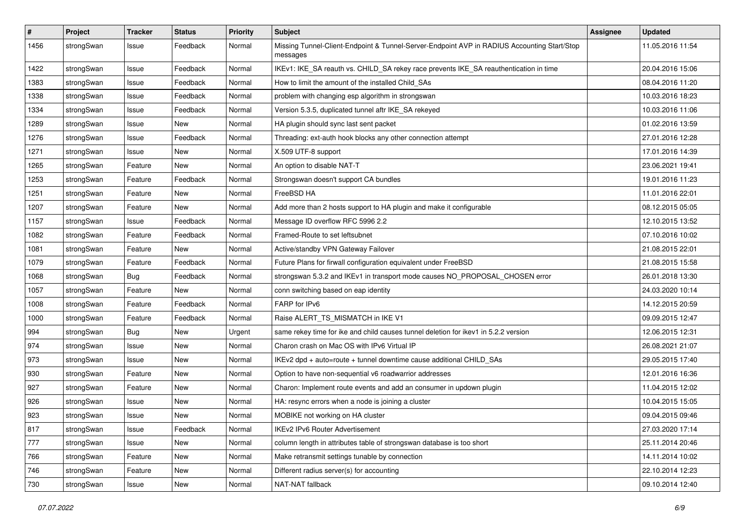| # | Project | Tracker | Status | Priority | Subject | Assignee | Updated |
|---|---|---|---|---|---|---|---|
| 1456 | strongSwan | Issue | Feedback | Normal | Missing Tunnel-Client-Endpoint & Tunnel-Server-Endpoint AVP in RADIUS Accounting Start/Stop messages | | 11.05.2016 11:54 |
| 1422 | strongSwan | Issue | Feedback | Normal | IKEv1: IKE_SA reauth vs. CHILD_SA rekey race prevents IKE_SA reauthentication in time | | 20.04.2016 15:06 |
| 1383 | strongSwan | Issue | Feedback | Normal | How to limit the amount of the installed Child_SAs | | 08.04.2016 11:20 |
| 1338 | strongSwan | Issue | Feedback | Normal | problem with changing esp algorithm in strongswan | | 10.03.2016 18:23 |
| 1334 | strongSwan | Issue | Feedback | Normal | Version 5.3.5, duplicated tunnel aftr IKE_SA rekeyed | | 10.03.2016 11:06 |
| 1289 | strongSwan | Issue | New | Normal | HA plugin should sync last sent packet | | 01.02.2016 13:59 |
| 1276 | strongSwan | Issue | Feedback | Normal | Threading: ext-auth hook blocks any other connection attempt | | 27.01.2016 12:28 |
| 1271 | strongSwan | Issue | New | Normal | X.509 UTF-8 support | | 17.01.2016 14:39 |
| 1265 | strongSwan | Feature | New | Normal | An option to disable NAT-T | | 23.06.2021 19:41 |
| 1253 | strongSwan | Feature | Feedback | Normal | Strongswan doesn't support CA bundles | | 19.01.2016 11:23 |
| 1251 | strongSwan | Feature | New | Normal | FreeBSD HA | | 11.01.2016 22:01 |
| 1207 | strongSwan | Feature | New | Normal | Add more than 2 hosts support to HA plugin and make it configurable | | 08.12.2015 05:05 |
| 1157 | strongSwan | Issue | Feedback | Normal | Message ID overflow RFC 5996 2.2 | | 12.10.2015 13:52 |
| 1082 | strongSwan | Feature | Feedback | Normal | Framed-Route to set leftsubnet | | 07.10.2016 10:02 |
| 1081 | strongSwan | Feature | New | Normal | Active/standby VPN Gateway Failover | | 21.08.2015 22:01 |
| 1079 | strongSwan | Feature | Feedback | Normal | Future Plans for firwall configuration equivalent under FreeBSD | | 21.08.2015 15:58 |
| 1068 | strongSwan | Bug | Feedback | Normal | strongswan 5.3.2 and IKEv1 in transport mode causes NO_PROPOSAL_CHOSEN error | | 26.01.2018 13:30 |
| 1057 | strongSwan | Feature | New | Normal | conn switching based on eap identity | | 24.03.2020 10:14 |
| 1008 | strongSwan | Feature | Feedback | Normal | FARP for IPv6 | | 14.12.2015 20:59 |
| 1000 | strongSwan | Feature | Feedback | Normal | Raise ALERT_TS_MISMATCH in IKE V1 | | 09.09.2015 12:47 |
| 994 | strongSwan | Bug | New | Urgent | same rekey time for ike and child causes tunnel deletion for ikev1 in 5.2.2 version | | 12.06.2015 12:31 |
| 974 | strongSwan | Issue | New | Normal | Charon crash on Mac OS with IPv6 Virtual IP | | 26.08.2021 21:07 |
| 973 | strongSwan | Issue | New | Normal | IKEv2 dpd + auto=route + tunnel downtime cause additional CHILD_SAs | | 29.05.2015 17:40 |
| 930 | strongSwan | Feature | New | Normal | Option to have non-sequential v6 roadwarrior addresses | | 12.01.2016 16:36 |
| 927 | strongSwan | Feature | New | Normal | Charon: Implement route events and add an consumer in updown plugin | | 11.04.2015 12:02 |
| 926 | strongSwan | Issue | New | Normal | HA: resync errors when a node is joining a cluster | | 10.04.2015 15:05 |
| 923 | strongSwan | Issue | New | Normal | MOBIKE not working on HA cluster | | 09.04.2015 09:46 |
| 817 | strongSwan | Issue | Feedback | Normal | IKEv2 IPv6 Router Advertisement | | 27.03.2020 17:14 |
| 777 | strongSwan | Issue | New | Normal | column length in attributes table of strongswan database is too short | | 25.11.2014 20:46 |
| 766 | strongSwan | Feature | New | Normal | Make retransmit settings tunable by connection | | 14.11.2014 10:02 |
| 746 | strongSwan | Feature | New | Normal | Different radius server(s) for accounting | | 22.10.2014 12:23 |
| 730 | strongSwan | Issue | New | Normal | NAT-NAT fallback | | 09.10.2014 12:40 |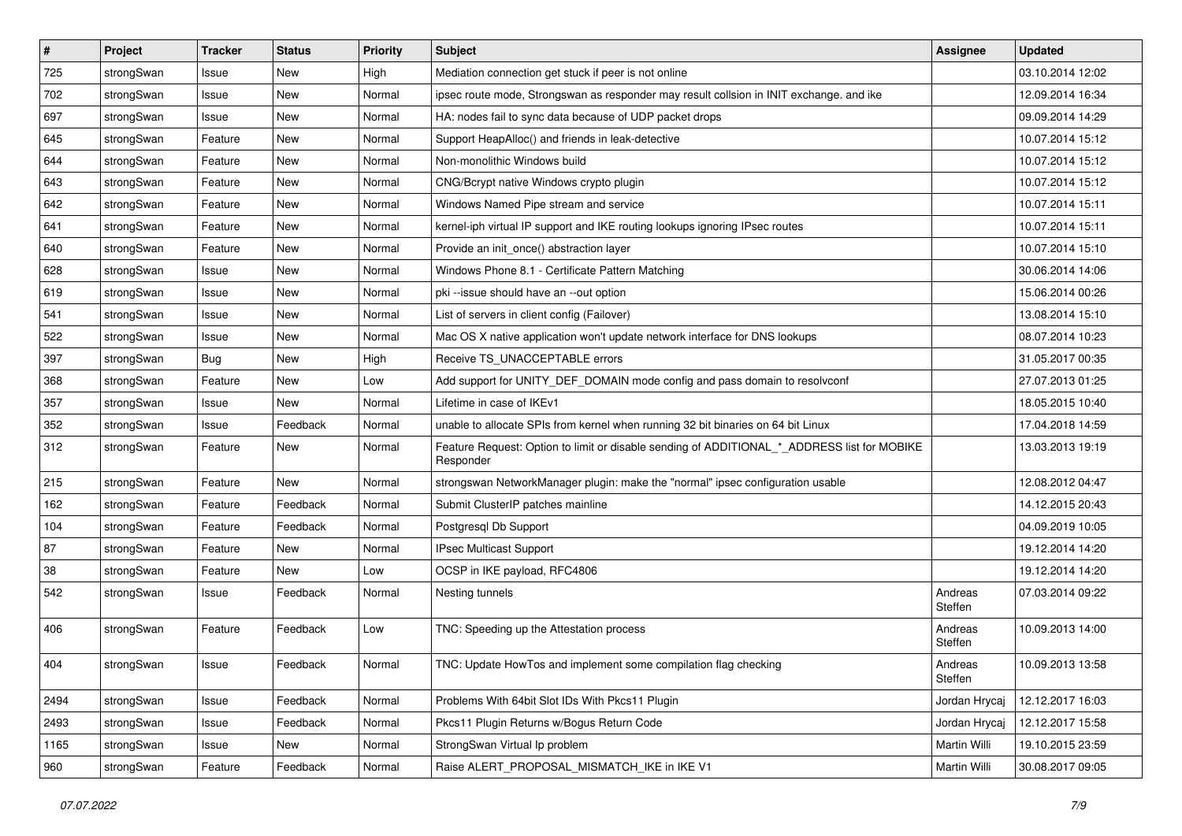| # | Project | Tracker | Status | Priority | Subject | Assignee | Updated |
|---|---|---|---|---|---|---|---|
| 725 | strongSwan | Issue | New | High | Mediation connection get stuck if peer is not online | | 03.10.2014 12:02 |
| 702 | strongSwan | Issue | New | Normal | ipsec route mode, Strongswan as responder may result collsion in INIT exchange. and ike | | 12.09.2014 16:34 |
| 697 | strongSwan | Issue | New | Normal | HA: nodes fail to sync data because of UDP packet drops | | 09.09.2014 14:29 |
| 645 | strongSwan | Feature | New | Normal | Support HeapAlloc() and friends in leak-detective | | 10.07.2014 15:12 |
| 644 | strongSwan | Feature | New | Normal | Non-monolithic Windows build | | 10.07.2014 15:12 |
| 643 | strongSwan | Feature | New | Normal | CNG/Bcrypt native Windows crypto plugin | | 10.07.2014 15:12 |
| 642 | strongSwan | Feature | New | Normal | Windows Named Pipe stream and service | | 10.07.2014 15:11 |
| 641 | strongSwan | Feature | New | Normal | kernel-iph virtual IP support and IKE routing lookups ignoring IPsec routes | | 10.07.2014 15:11 |
| 640 | strongSwan | Feature | New | Normal | Provide an init_once() abstraction layer | | 10.07.2014 15:10 |
| 628 | strongSwan | Issue | New | Normal | Windows Phone 8.1 - Certificate Pattern Matching | | 30.06.2014 14:06 |
| 619 | strongSwan | Issue | New | Normal | pki --issue should have an --out option | | 15.06.2014 00:26 |
| 541 | strongSwan | Issue | New | Normal | List of servers in client config (Failover) | | 13.08.2014 15:10 |
| 522 | strongSwan | Issue | New | Normal | Mac OS X native application won't update network interface for DNS lookups | | 08.07.2014 10:23 |
| 397 | strongSwan | Bug | New | High | Receive TS_UNACCEPTABLE errors | | 31.05.2017 00:35 |
| 368 | strongSwan | Feature | New | Low | Add support for UNITY_DEF_DOMAIN mode config and pass domain to resolvconf | | 27.07.2013 01:25 |
| 357 | strongSwan | Issue | New | Normal | Lifetime in case of IKEv1 | | 18.05.2015 10:40 |
| 352 | strongSwan | Issue | Feedback | Normal | unable to allocate SPIs from kernel when running 32 bit binaries on 64 bit Linux | | 17.04.2018 14:59 |
| 312 | strongSwan | Feature | New | Normal | Feature Request: Option to limit or disable sending of ADDITIONAL_*_ADDRESS list for MOBIKE Responder | | 13.03.2013 19:19 |
| 215 | strongSwan | Feature | New | Normal | strongswan NetworkManager plugin: make the "normal" ipsec configuration usable | | 12.08.2012 04:47 |
| 162 | strongSwan | Feature | Feedback | Normal | Submit ClusterIP patches mainline | | 14.12.2015 20:43 |
| 104 | strongSwan | Feature | Feedback | Normal | Postgresql Db Support | | 04.09.2019 10:05 |
| 87 | strongSwan | Feature | New | Normal | IPsec Multicast Support | | 19.12.2014 14:20 |
| 38 | strongSwan | Feature | New | Low | OCSP in IKE payload, RFC4806 | | 19.12.2014 14:20 |
| 542 | strongSwan | Issue | Feedback | Normal | Nesting tunnels | Andreas Steffen | 07.03.2014 09:22 |
| 406 | strongSwan | Feature | Feedback | Low | TNC: Speeding up the Attestation process | Andreas Steffen | 10.09.2013 14:00 |
| 404 | strongSwan | Issue | Feedback | Normal | TNC: Update HowTos and implement some compilation flag checking | Andreas Steffen | 10.09.2013 13:58 |
| 2494 | strongSwan | Issue | Feedback | Normal | Problems With 64bit Slot IDs With Pkcs11 Plugin | Jordan Hrycaj | 12.12.2017 16:03 |
| 2493 | strongSwan | Issue | Feedback | Normal | Pkcs11 Plugin Returns w/Bogus Return Code | Jordan Hrycaj | 12.12.2017 15:58 |
| 1165 | strongSwan | Issue | New | Normal | StrongSwan Virtual Ip problem | Martin Willi | 19.10.2015 23:59 |
| 960 | strongSwan | Feature | Feedback | Normal | Raise ALERT_PROPOSAL_MISMATCH_IKE in IKE V1 | Martin Willi | 30.08.2017 09:05 |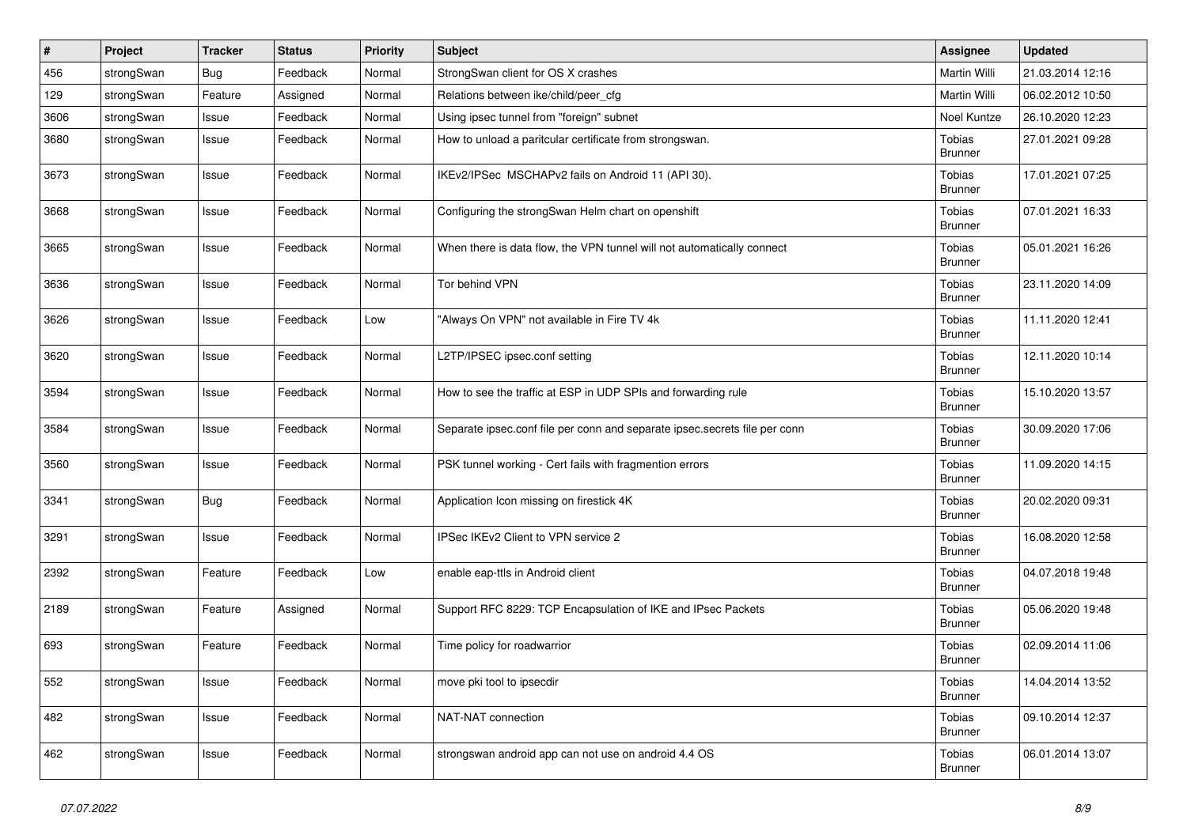| # | Project | Tracker | Status | Priority | Subject | Assignee | Updated |
|---|---|---|---|---|---|---|---|
| 456 | strongSwan | Bug | Feedback | Normal | StrongSwan client for OS X crashes | Martin Willi | 21.03.2014 12:16 |
| 129 | strongSwan | Feature | Assigned | Normal | Relations between ike/child/peer_cfg | Martin Willi | 06.02.2012 10:50 |
| 3606 | strongSwan | Issue | Feedback | Normal | Using ipsec tunnel from "foreign" subnet | Noel Kuntze | 26.10.2020 12:23 |
| 3680 | strongSwan | Issue | Feedback | Normal | How to unload a paritcular certificate from strongswan. | Tobias Brunner | 27.01.2021 09:28 |
| 3673 | strongSwan | Issue | Feedback | Normal | IKEv2/IPSec  MSCHAPv2 fails on Android 11 (API 30). | Tobias Brunner | 17.01.2021 07:25 |
| 3668 | strongSwan | Issue | Feedback | Normal | Configuring the strongSwan Helm chart on openshift | Tobias Brunner | 07.01.2021 16:33 |
| 3665 | strongSwan | Issue | Feedback | Normal | When there is data flow, the VPN tunnel will not automatically connect | Tobias Brunner | 05.01.2021 16:26 |
| 3636 | strongSwan | Issue | Feedback | Normal | Tor behind VPN | Tobias Brunner | 23.11.2020 14:09 |
| 3626 | strongSwan | Issue | Feedback | Low | "Always On VPN" not available in Fire TV 4k | Tobias Brunner | 11.11.2020 12:41 |
| 3620 | strongSwan | Issue | Feedback | Normal | L2TP/IPSEC ipsec.conf setting | Tobias Brunner | 12.11.2020 10:14 |
| 3594 | strongSwan | Issue | Feedback | Normal | How to see the traffic at ESP in UDP SPIs and forwarding rule | Tobias Brunner | 15.10.2020 13:57 |
| 3584 | strongSwan | Issue | Feedback | Normal | Separate ipsec.conf file per conn and separate ipsec.secrets file per conn | Tobias Brunner | 30.09.2020 17:06 |
| 3560 | strongSwan | Issue | Feedback | Normal | PSK tunnel working - Cert fails with fragmention errors | Tobias Brunner | 11.09.2020 14:15 |
| 3341 | strongSwan | Bug | Feedback | Normal | Application Icon missing on firestick 4K | Tobias Brunner | 20.02.2020 09:31 |
| 3291 | strongSwan | Issue | Feedback | Normal | IPSec IKEv2 Client to VPN service 2 | Tobias Brunner | 16.08.2020 12:58 |
| 2392 | strongSwan | Feature | Feedback | Low | enable eap-ttls in Android client | Tobias Brunner | 04.07.2018 19:48 |
| 2189 | strongSwan | Feature | Assigned | Normal | Support RFC 8229: TCP Encapsulation of IKE and IPsec Packets | Tobias Brunner | 05.06.2020 19:48 |
| 693 | strongSwan | Feature | Feedback | Normal | Time policy for roadwarrior | Tobias Brunner | 02.09.2014 11:06 |
| 552 | strongSwan | Issue | Feedback | Normal | move pki tool to ipsecdir | Tobias Brunner | 14.04.2014 13:52 |
| 482 | strongSwan | Issue | Feedback | Normal | NAT-NAT connection | Tobias Brunner | 09.10.2014 12:37 |
| 462 | strongSwan | Issue | Feedback | Normal | strongswan android app can not use on android 4.4 OS | Tobias Brunner | 06.01.2014 13:07 |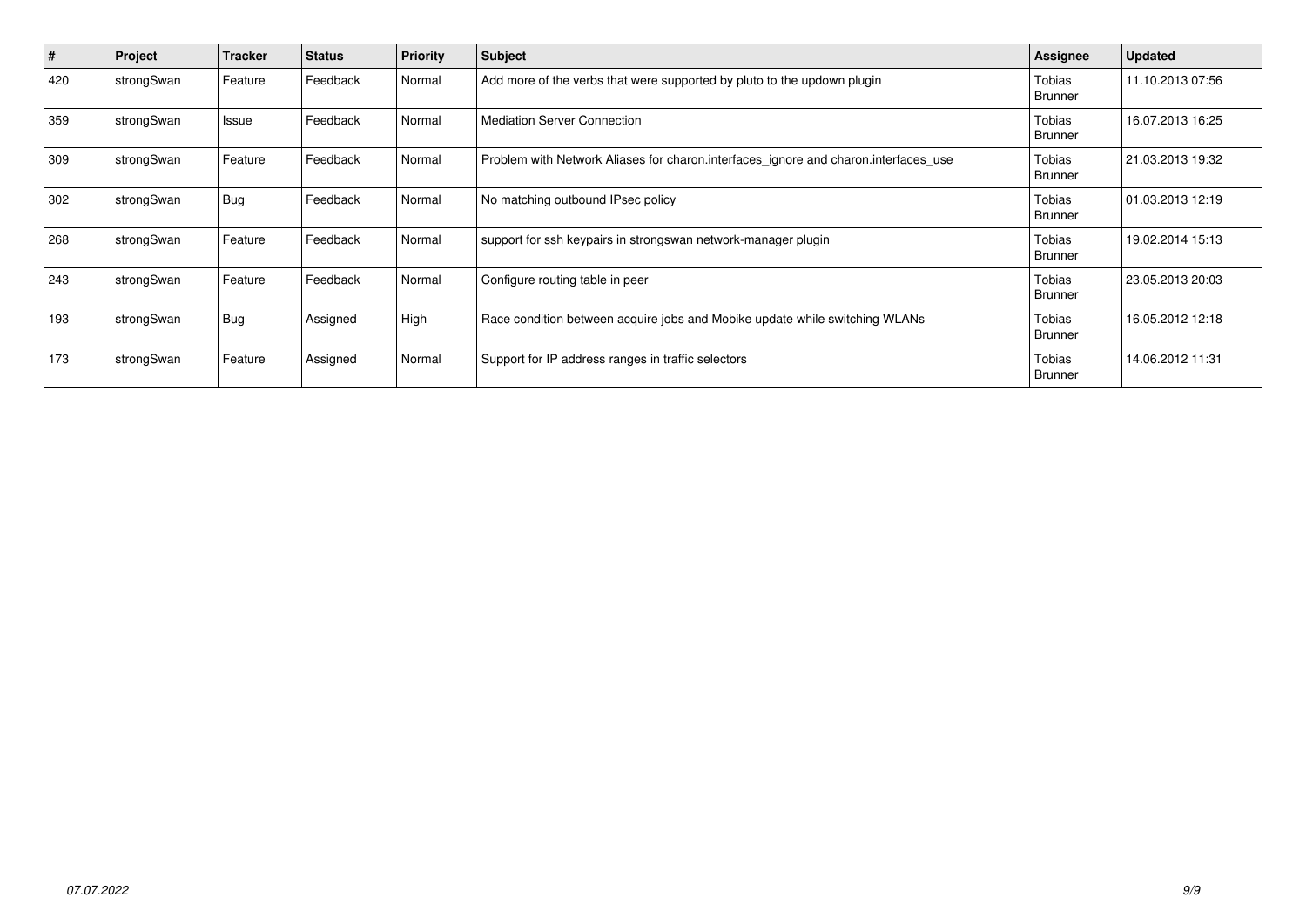| # | Project | Tracker | Status | Priority | Subject | Assignee | Updated |
| --- | --- | --- | --- | --- | --- | --- | --- |
| 420 | strongSwan | Feature | Feedback | Normal | Add more of the verbs that were supported by pluto to the updown plugin | Tobias Brunner | 11.10.2013 07:56 |
| 359 | strongSwan | Issue | Feedback | Normal | Mediation Server Connection | Tobias Brunner | 16.07.2013 16:25 |
| 309 | strongSwan | Feature | Feedback | Normal | Problem with Network Aliases for charon.interfaces_ignore and charon.interfaces_use | Tobias Brunner | 21.03.2013 19:32 |
| 302 | strongSwan | Bug | Feedback | Normal | No matching outbound IPsec policy | Tobias Brunner | 01.03.2013 12:19 |
| 268 | strongSwan | Feature | Feedback | Normal | support for ssh keypairs in strongswan network-manager plugin | Tobias Brunner | 19.02.2014 15:13 |
| 243 | strongSwan | Feature | Feedback | Normal | Configure routing table in peer | Tobias Brunner | 23.05.2013 20:03 |
| 193 | strongSwan | Bug | Assigned | High | Race condition between acquire jobs and Mobike update while switching WLANs | Tobias Brunner | 16.05.2012 12:18 |
| 173 | strongSwan | Feature | Assigned | Normal | Support for IP address ranges in traffic selectors | Tobias Brunner | 14.06.2012 11:31 |

*07.07.2022*